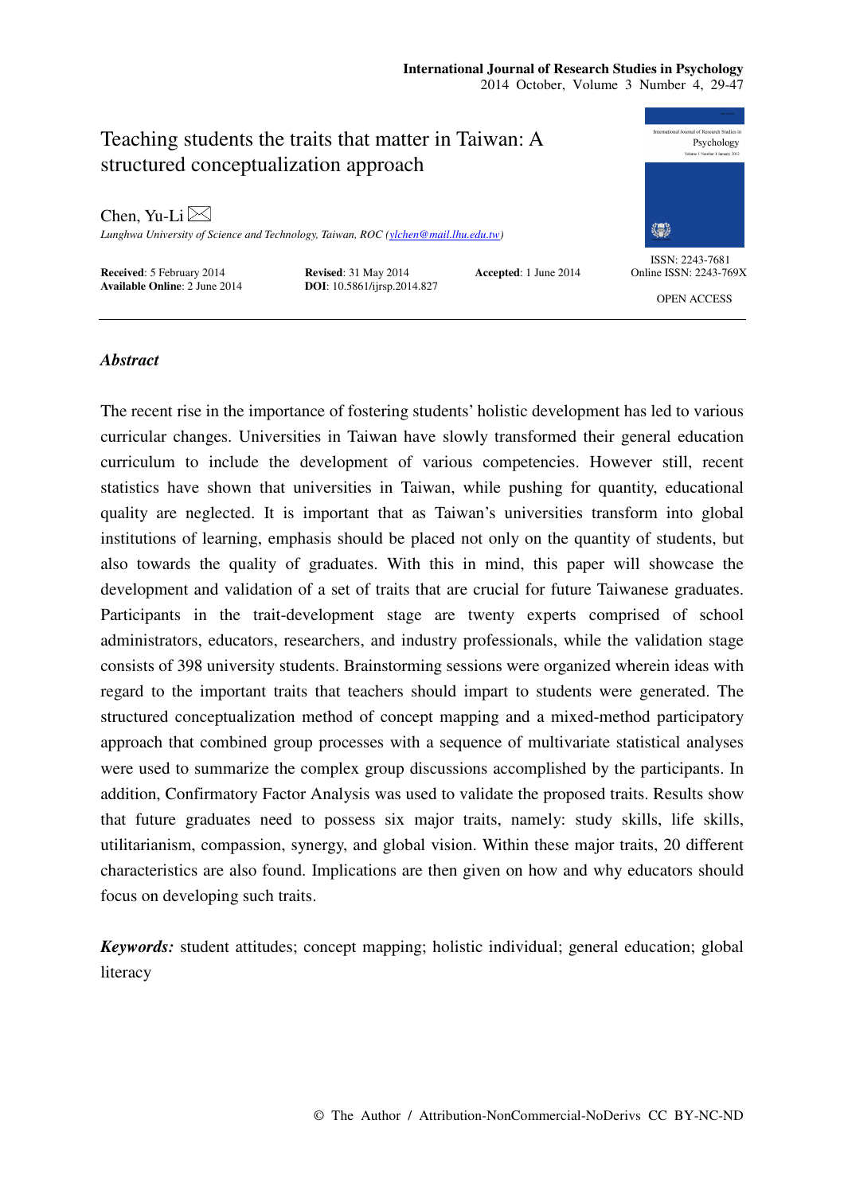# Teaching students the traits that matter in Taiwan: A structured conceptualization approach

Chen, Yu-Li

*Lunghwa University of Science and Technology, Taiwan, ROC (ylchen@mail.lhu.edu.tw)*

**Received**: 5 February 2014 **Revised**: 31 May 2014 **Accepted**: 1 June 2014
**Available Online**: 2 June 2014 **DOI**: 10.5861/ijrsp.2014.827

ISSN: 2243-7681
Online ISSN: 2243-769X

OPEN ACCESS

## *Abstract*

The recent rise in the importance of fostering students' holistic development has led to various curricular changes. Universities in Taiwan have slowly transformed their general education curriculum to include the development of various competencies. However still, recent statistics have shown that universities in Taiwan, while pushing for quantity, educational quality are neglected. It is important that as Taiwan's universities transform into global institutions of learning, emphasis should be placed not only on the quantity of students, but also towards the quality of graduates. With this in mind, this paper will showcase the development and validation of a set of traits that are crucial for future Taiwanese graduates. Participants in the trait-development stage are twenty experts comprised of school administrators, educators, researchers, and industry professionals, while the validation stage consists of 398 university students. Brainstorming sessions were organized wherein ideas with regard to the important traits that teachers should impart to students were generated. The structured conceptualization method of concept mapping and a mixed-method participatory approach that combined group processes with a sequence of multivariate statistical analyses were used to summarize the complex group discussions accomplished by the participants. In addition, Confirmatory Factor Analysis was used to validate the proposed traits. Results show that future graduates need to possess six major traits, namely: study skills, life skills, utilitarianism, compassion, synergy, and global vision. Within these major traits, 20 different characteristics are also found. Implications are then given on how and why educators should focus on developing such traits.

***Keywords:*** student attitudes; concept mapping; holistic individual; general education; global literacy

© The Author / Attribution-NonCommercial-NoDerivs CC BY-NC-ND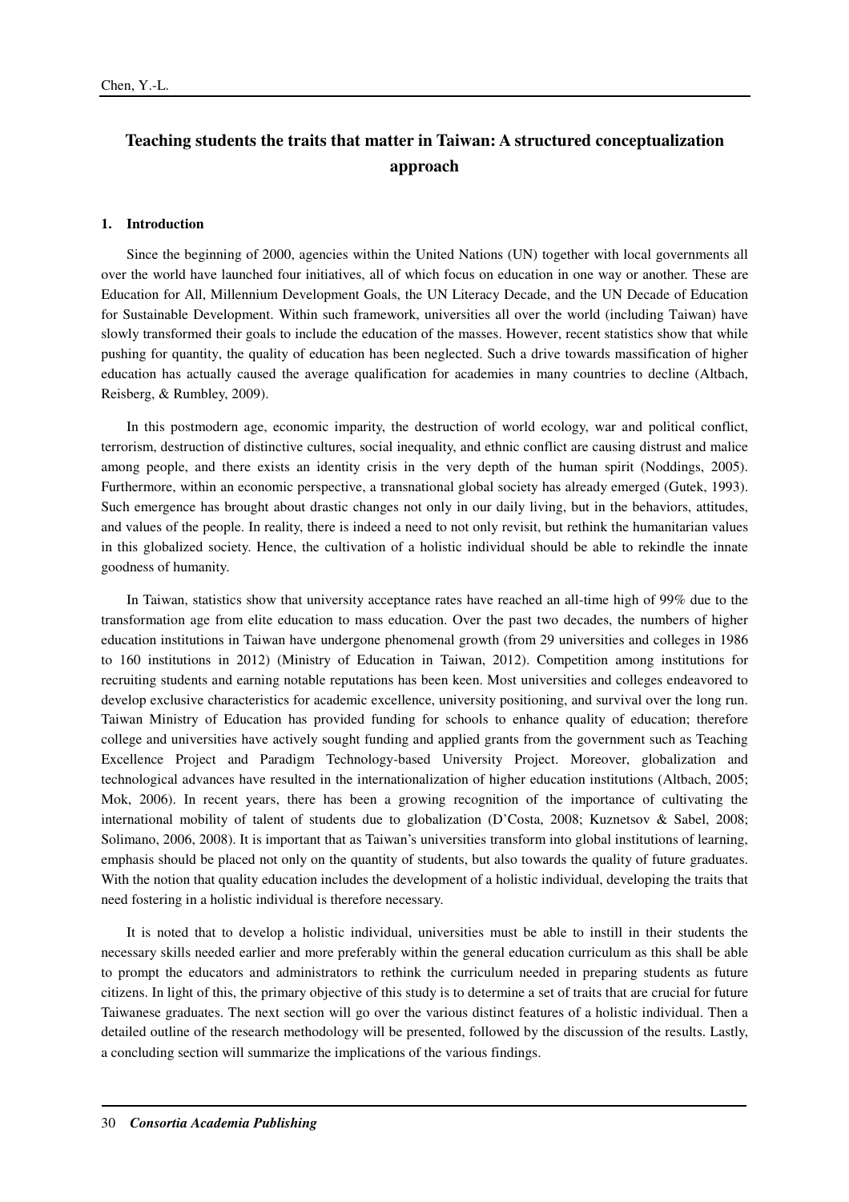# Teaching students the traits that matter in Taiwan: A structured conceptualization approach

## 1. Introduction

Since the beginning of 2000, agencies within the United Nations (UN) together with local governments all over the world have launched four initiatives, all of which focus on education in one way or another. These are Education for All, Millennium Development Goals, the UN Literacy Decade, and the UN Decade of Education for Sustainable Development. Within such framework, universities all over the world (including Taiwan) have slowly transformed their goals to include the education of the masses. However, recent statistics show that while pushing for quantity, the quality of education has been neglected. Such a drive towards massification of higher education has actually caused the average qualification for academies in many countries to decline (Altbach, Reisberg, & Rumbley, 2009).

In this postmodern age, economic imparity, the destruction of world ecology, war and political conflict, terrorism, destruction of distinctive cultures, social inequality, and ethnic conflict are causing distrust and malice among people, and there exists an identity crisis in the very depth of the human spirit (Noddings, 2005). Furthermore, within an economic perspective, a transnational global society has already emerged (Gutek, 1993). Such emergence has brought about drastic changes not only in our daily living, but in the behaviors, attitudes, and values of the people. In reality, there is indeed a need to not only revisit, but rethink the humanitarian values in this globalized society. Hence, the cultivation of a holistic individual should be able to rekindle the innate goodness of humanity.

In Taiwan, statistics show that university acceptance rates have reached an all-time high of 99% due to the transformation age from elite education to mass education. Over the past two decades, the numbers of higher education institutions in Taiwan have undergone phenomenal growth (from 29 universities and colleges in 1986 to 160 institutions in 2012) (Ministry of Education in Taiwan, 2012). Competition among institutions for recruiting students and earning notable reputations has been keen. Most universities and colleges endeavored to develop exclusive characteristics for academic excellence, university positioning, and survival over the long run. Taiwan Ministry of Education has provided funding for schools to enhance quality of education; therefore college and universities have actively sought funding and applied grants from the government such as Teaching Excellence Project and Paradigm Technology-based University Project. Moreover, globalization and technological advances have resulted in the internationalization of higher education institutions (Altbach, 2005; Mok, 2006). In recent years, there has been a growing recognition of the importance of cultivating the international mobility of talent of students due to globalization (D'Costa, 2008; Kuznetsov & Sabel, 2008; Solimano, 2006, 2008). It is important that as Taiwan's universities transform into global institutions of learning, emphasis should be placed not only on the quantity of students, but also towards the quality of future graduates. With the notion that quality education includes the development of a holistic individual, developing the traits that need fostering in a holistic individual is therefore necessary.

It is noted that to develop a holistic individual, universities must be able to instill in their students the necessary skills needed earlier and more preferably within the general education curriculum as this shall be able to prompt the educators and administrators to rethink the curriculum needed in preparing students as future citizens. In light of this, the primary objective of this study is to determine a set of traits that are crucial for future Taiwanese graduates. The next section will go over the various distinct features of a holistic individual. Then a detailed outline of the research methodology will be presented, followed by the discussion of the results. Lastly, a concluding section will summarize the implications of the various findings.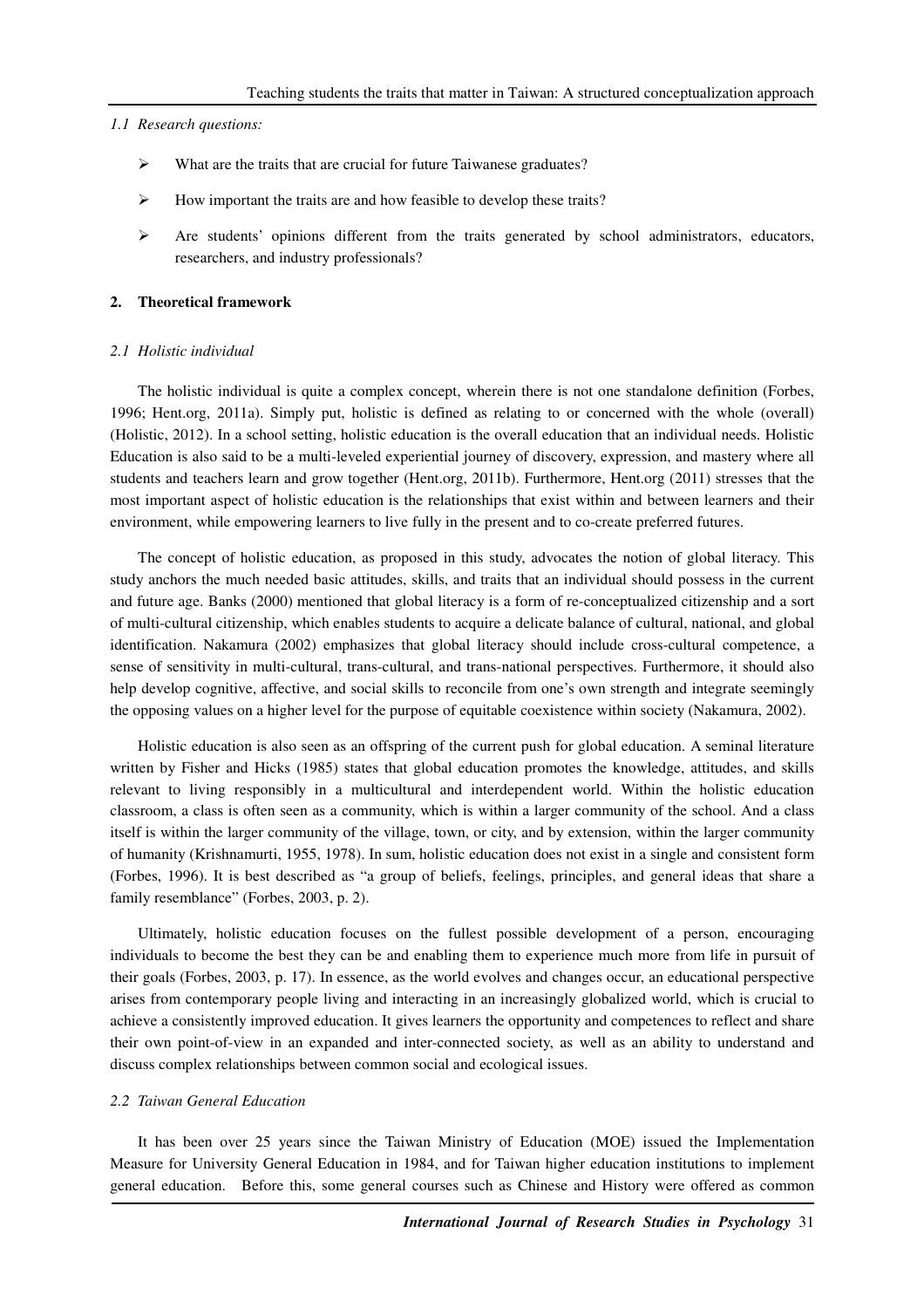*1.1 Research questions:*

- What are the traits that are crucial for future Taiwanese graduates?
- How important the traits are and how feasible to develop these traits?
- Are students' opinions different from the traits generated by school administrators, educators, researchers, and industry professionals?

## 2. Theoretical framework

### *2.1 Holistic individual*

The holistic individual is quite a complex concept, wherein there is not one standalone definition (Forbes, 1996; Hent.org, 2011a). Simply put, holistic is defined as relating to or concerned with the whole (overall) (Holistic, 2012). In a school setting, holistic education is the overall education that an individual needs. Holistic Education is also said to be a multi-leveled experiential journey of discovery, expression, and mastery where all students and teachers learn and grow together (Hent.org, 2011b). Furthermore, Hent.org (2011) stresses that the most important aspect of holistic education is the relationships that exist within and between learners and their environment, while empowering learners to live fully in the present and to co-create preferred futures.

The concept of holistic education, as proposed in this study, advocates the notion of global literacy. This study anchors the much needed basic attitudes, skills, and traits that an individual should possess in the current and future age. Banks (2000) mentioned that global literacy is a form of re-conceptualized citizenship and a sort of multi-cultural citizenship, which enables students to acquire a delicate balance of cultural, national, and global identification. Nakamura (2002) emphasizes that global literacy should include cross-cultural competence, a sense of sensitivity in multi-cultural, trans-cultural, and trans-national perspectives. Furthermore, it should also help develop cognitive, affective, and social skills to reconcile from one's own strength and integrate seemingly the opposing values on a higher level for the purpose of equitable coexistence within society (Nakamura, 2002).

Holistic education is also seen as an offspring of the current push for global education. A seminal literature written by Fisher and Hicks (1985) states that global education promotes the knowledge, attitudes, and skills relevant to living responsibly in a multicultural and interdependent world. Within the holistic education classroom, a class is often seen as a community, which is within a larger community of the school. And a class itself is within the larger community of the village, town, or city, and by extension, within the larger community of humanity (Krishnamurti, 1955, 1978). In sum, holistic education does not exist in a single and consistent form (Forbes, 1996). It is best described as "a group of beliefs, feelings, principles, and general ideas that share a family resemblance" (Forbes, 2003, p. 2).

Ultimately, holistic education focuses on the fullest possible development of a person, encouraging individuals to become the best they can be and enabling them to experience much more from life in pursuit of their goals (Forbes, 2003, p. 17). In essence, as the world evolves and changes occur, an educational perspective arises from contemporary people living and interacting in an increasingly globalized world, which is crucial to achieve a consistently improved education. It gives learners the opportunity and competences to reflect and share their own point-of-view in an expanded and inter-connected society, as well as an ability to understand and discuss complex relationships between common social and ecological issues.

### *2.2 Taiwan General Education*

It has been over 25 years since the Taiwan Ministry of Education (MOE) issued the Implementation Measure for University General Education in 1984, and for Taiwan higher education institutions to implement general education. Before this, some general courses such as Chinese and History were offered as common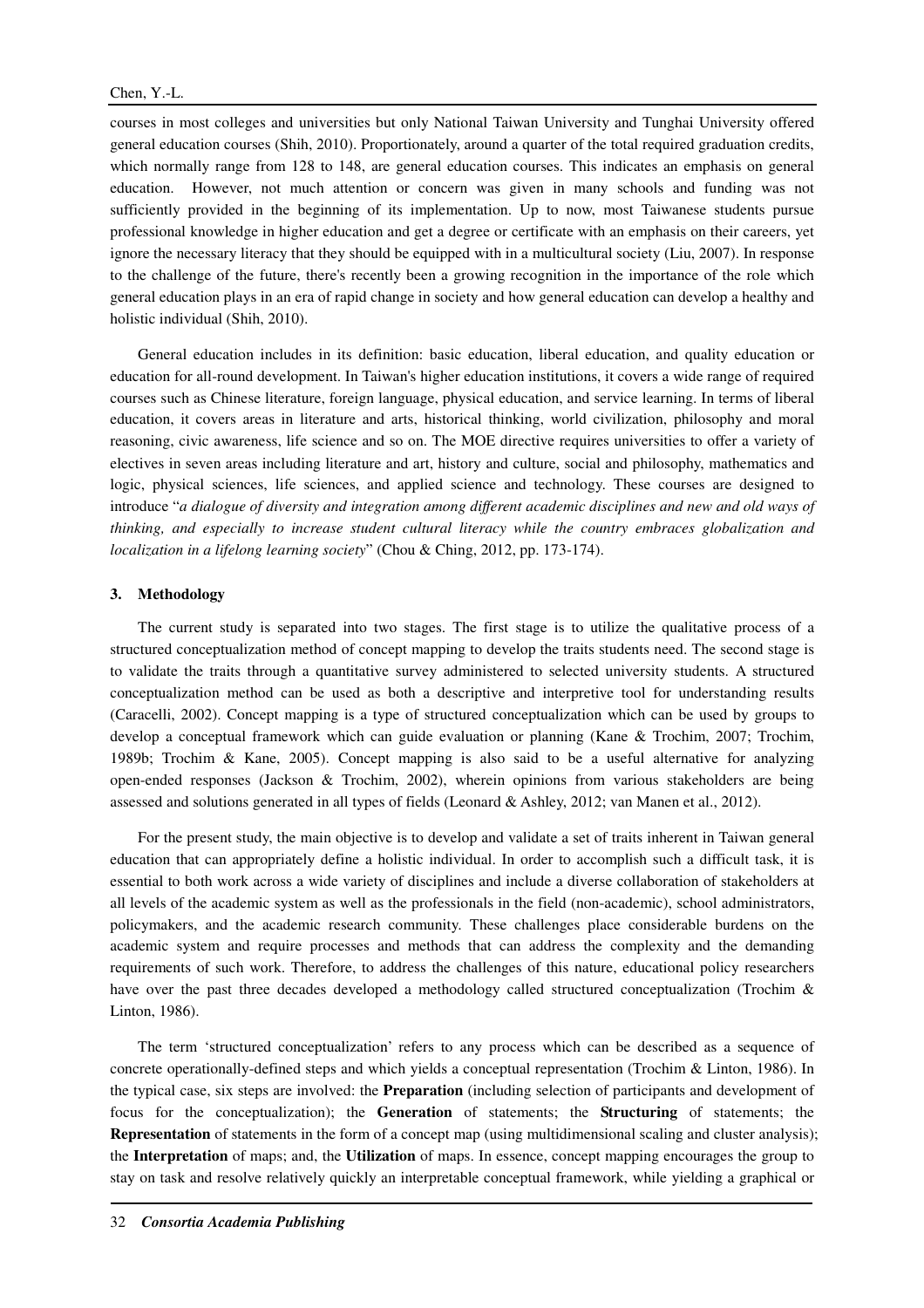courses in most colleges and universities but only National Taiwan University and Tunghai University offered general education courses (Shih, 2010). Proportionately, around a quarter of the total required graduation credits, which normally range from 128 to 148, are general education courses. This indicates an emphasis on general education. However, not much attention or concern was given in many schools and funding was not sufficiently provided in the beginning of its implementation. Up to now, most Taiwanese students pursue professional knowledge in higher education and get a degree or certificate with an emphasis on their careers, yet ignore the necessary literacy that they should be equipped with in a multicultural society (Liu, 2007). In response to the challenge of the future, there's recently been a growing recognition in the importance of the role which general education plays in an era of rapid change in society and how general education can develop a healthy and holistic individual (Shih, 2010).

General education includes in its definition: basic education, liberal education, and quality education or education for all-round development. In Taiwan's higher education institutions, it covers a wide range of required courses such as Chinese literature, foreign language, physical education, and service learning. In terms of liberal education, it covers areas in literature and arts, historical thinking, world civilization, philosophy and moral reasoning, civic awareness, life science and so on. The MOE directive requires universities to offer a variety of electives in seven areas including literature and art, history and culture, social and philosophy, mathematics and logic, physical sciences, life sciences, and applied science and technology. These courses are designed to introduce "*a dialogue of diversity and integration among different academic disciplines and new and old ways of thinking, and especially to increase student cultural literacy while the country embraces globalization and localization in a lifelong learning society*" (Chou & Ching, 2012, pp. 173-174).

## 3. Methodology

The current study is separated into two stages. The first stage is to utilize the qualitative process of a structured conceptualization method of concept mapping to develop the traits students need. The second stage is to validate the traits through a quantitative survey administered to selected university students. A structured conceptualization method can be used as both a descriptive and interpretive tool for understanding results (Caracelli, 2002). Concept mapping is a type of structured conceptualization which can be used by groups to develop a conceptual framework which can guide evaluation or planning (Kane & Trochim, 2007; Trochim, 1989b; Trochim & Kane, 2005). Concept mapping is also said to be a useful alternative for analyzing open-ended responses (Jackson & Trochim, 2002), wherein opinions from various stakeholders are being assessed and solutions generated in all types of fields (Leonard & Ashley, 2012; van Manen et al., 2012).

For the present study, the main objective is to develop and validate a set of traits inherent in Taiwan general education that can appropriately define a holistic individual. In order to accomplish such a difficult task, it is essential to both work across a wide variety of disciplines and include a diverse collaboration of stakeholders at all levels of the academic system as well as the professionals in the field (non-academic), school administrators, policymakers, and the academic research community. These challenges place considerable burdens on the academic system and require processes and methods that can address the complexity and the demanding requirements of such work. Therefore, to address the challenges of this nature, educational policy researchers have over the past three decades developed a methodology called structured conceptualization (Trochim & Linton, 1986).

The term 'structured conceptualization' refers to any process which can be described as a sequence of concrete operationally-defined steps and which yields a conceptual representation (Trochim & Linton, 1986). In the typical case, six steps are involved: the **Preparation** (including selection of participants and development of focus for the conceptualization); the **Generation** of statements; the **Structuring** of statements; the **Representation** of statements in the form of a concept map (using multidimensional scaling and cluster analysis); the **Interpretation** of maps; and, the **Utilization** of maps. In essence, concept mapping encourages the group to stay on task and resolve relatively quickly an interpretable conceptual framework, while yielding a graphical or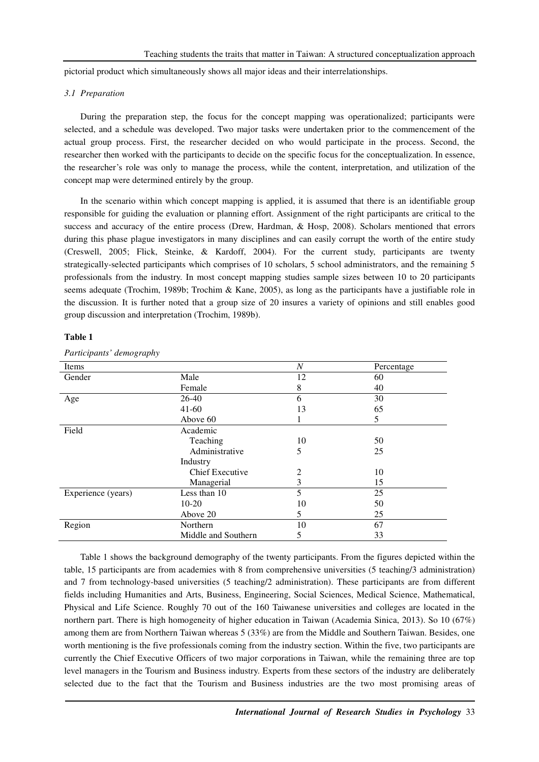pictorial product which simultaneously shows all major ideas and their interrelationships.

### 3.1 *Preparation*

During the preparation step, the focus for the concept mapping was operationalized; participants were selected, and a schedule was developed. Two major tasks were undertaken prior to the commencement of the actual group process. First, the researcher decided on who would participate in the process. Second, the researcher then worked with the participants to decide on the specific focus for the conceptualization. In essence, the researcher's role was only to manage the process, while the content, interpretation, and utilization of the concept map were determined entirely by the group.

In the scenario within which concept mapping is applied, it is assumed that there is an identifiable group responsible for guiding the evaluation or planning effort. Assignment of the right participants are critical to the success and accuracy of the entire process (Drew, Hardman, & Hosp, 2008). Scholars mentioned that errors during this phase plague investigators in many disciplines and can easily corrupt the worth of the entire study (Creswell, 2005; Flick, Steinke, & Kardoff, 2004). For the current study, participants are twenty strategically-selected participants which comprises of 10 scholars, 5 school administrators, and the remaining 5 professionals from the industry. In most concept mapping studies sample sizes between 10 to 20 participants seems adequate (Trochim, 1989b; Trochim & Kane, 2005), as long as the participants have a justifiable role in the discussion. It is further noted that a group size of 20 insures a variety of opinions and still enables good group discussion and interpretation (Trochim, 1989b).

**Table 1**

*Participants' demography*

| Items | | *N* | Percentage |
|---|---|---|---|
| Gender | Male | 12 | 60 |
| | Female | 8 | 40 |
| Age | 26-40 | 6 | 30 |
| | 41-60 | 13 | 65 |
| | Above 60 | 1 | 5 |
| Field | Academic | | |
| | Teaching | 10 | 50 |
| | Administrative | 5 | 25 |
| | Industry | | |
| | Chief Executive | 2 | 10 |
| | Managerial | 3 | 15 |
| Experience (years) | Less than 10 | 5 | 25 |
| | 10-20 | 10 | 50 |
| | Above 20 | 5 | 25 |
| Region | Northern | 10 | 67 |
| | Middle and Southern | 5 | 33 |

Table 1 shows the background demography of the twenty participants. From the figures depicted within the table, 15 participants are from academies with 8 from comprehensive universities (5 teaching/3 administration) and 7 from technology-based universities (5 teaching/2 administration). These participants are from different fields including Humanities and Arts, Business, Engineering, Social Sciences, Medical Science, Mathematical, Physical and Life Science. Roughly 70 out of the 160 Taiwanese universities and colleges are located in the northern part. There is high homogeneity of higher education in Taiwan (Academia Sinica, 2013). So 10 (67%) among them are from Northern Taiwan whereas 5 (33%) are from the Middle and Southern Taiwan. Besides, one worth mentioning is the five professionals coming from the industry section. Within the five, two participants are currently the Chief Executive Officers of two major corporations in Taiwan, while the remaining three are top level managers in the Tourism and Business industry. Experts from these sectors of the industry are deliberately selected due to the fact that the Tourism and Business industries are the two most promising areas of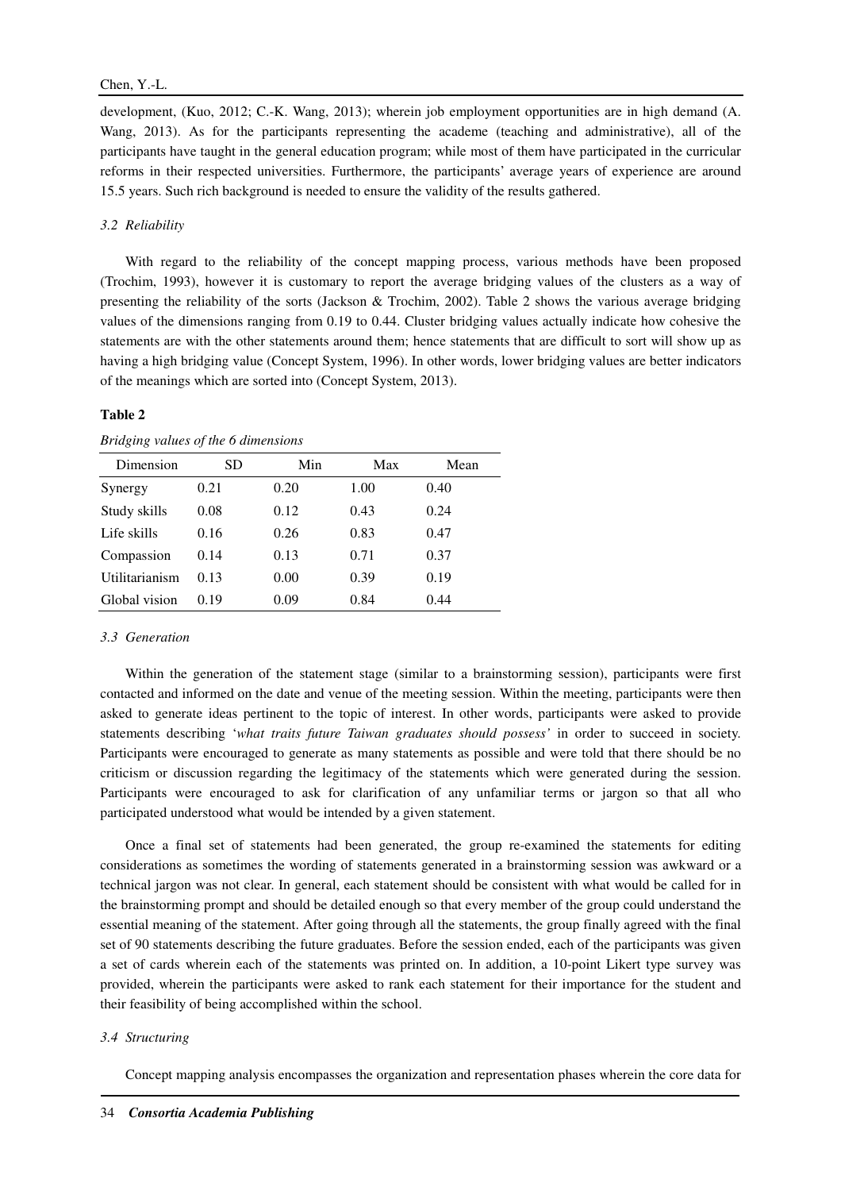development, (Kuo, 2012; C.-K. Wang, 2013); wherein job employment opportunities are in high demand (A. Wang, 2013). As for the participants representing the academe (teaching and administrative), all of the participants have taught in the general education program; while most of them have participated in the curricular reforms in their respected universities. Furthermore, the participants' average years of experience are around 15.5 years. Such rich background is needed to ensure the validity of the results gathered.

### *3.2 Reliability*

With regard to the reliability of the concept mapping process, various methods have been proposed (Trochim, 1993), however it is customary to report the average bridging values of the clusters as a way of presenting the reliability of the sorts (Jackson & Trochim, 2002). Table 2 shows the various average bridging values of the dimensions ranging from 0.19 to 0.44. Cluster bridging values actually indicate how cohesive the statements are with the other statements around them; hence statements that are difficult to sort will show up as having a high bridging value (Concept System, 1996). In other words, lower bridging values are better indicators of the meanings which are sorted into (Concept System, 2013).

**Table 2**

*Bridging values of the 6 dimensions*

| Dimension | SD | Min | Max | Mean |
|---|---|---|---|---|
| Synergy | 0.21 | 0.20 | 1.00 | 0.40 |
| Study skills | 0.08 | 0.12 | 0.43 | 0.24 |
| Life skills | 0.16 | 0.26 | 0.83 | 0.47 |
| Compassion | 0.14 | 0.13 | 0.71 | 0.37 |
| Utilitarianism | 0.13 | 0.00 | 0.39 | 0.19 |
| Global vision | 0.19 | 0.09 | 0.84 | 0.44 |

### *3.3 Generation*

Within the generation of the statement stage (similar to a brainstorming session), participants were first contacted and informed on the date and venue of the meeting session. Within the meeting, participants were then asked to generate ideas pertinent to the topic of interest. In other words, participants were asked to provide statements describing '*what traits future Taiwan graduates should possess'* in order to succeed in society. Participants were encouraged to generate as many statements as possible and were told that there should be no criticism or discussion regarding the legitimacy of the statements which were generated during the session. Participants were encouraged to ask for clarification of any unfamiliar terms or jargon so that all who participated understood what would be intended by a given statement.

Once a final set of statements had been generated, the group re-examined the statements for editing considerations as sometimes the wording of statements generated in a brainstorming session was awkward or a technical jargon was not clear. In general, each statement should be consistent with what would be called for in the brainstorming prompt and should be detailed enough so that every member of the group could understand the essential meaning of the statement. After going through all the statements, the group finally agreed with the final set of 90 statements describing the future graduates. Before the session ended, each of the participants was given a set of cards wherein each of the statements was printed on. In addition, a 10-point Likert type survey was provided, wherein the participants were asked to rank each statement for their importance for the student and their feasibility of being accomplished within the school.

### *3.4 Structuring*

Concept mapping analysis encompasses the organization and representation phases wherein the core data for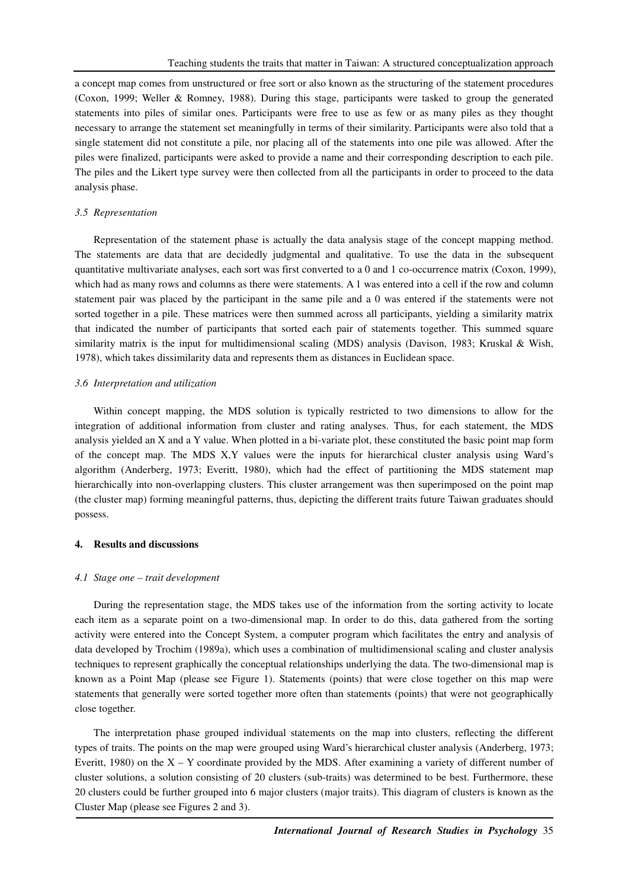a concept map comes from unstructured or free sort or also known as the structuring of the statement procedures (Coxon, 1999; Weller & Romney, 1988). During this stage, participants were tasked to group the generated statements into piles of similar ones. Participants were free to use as few or as many piles as they thought necessary to arrange the statement set meaningfully in terms of their similarity. Participants were also told that a single statement did not constitute a pile, nor placing all of the statements into one pile was allowed. After the piles were finalized, participants were asked to provide a name and their corresponding description to each pile. The piles and the Likert type survey were then collected from all the participants in order to proceed to the data analysis phase.

### *3.5 Representation*

Representation of the statement phase is actually the data analysis stage of the concept mapping method. The statements are data that are decidedly judgmental and qualitative. To use the data in the subsequent quantitative multivariate analyses, each sort was first converted to a 0 and 1 co-occurrence matrix (Coxon, 1999), which had as many rows and columns as there were statements. A 1 was entered into a cell if the row and column statement pair was placed by the participant in the same pile and a 0 was entered if the statements were not sorted together in a pile. These matrices were then summed across all participants, yielding a similarity matrix that indicated the number of participants that sorted each pair of statements together. This summed square similarity matrix is the input for multidimensional scaling (MDS) analysis (Davison, 1983; Kruskal & Wish, 1978), which takes dissimilarity data and represents them as distances in Euclidean space.

### *3.6 Interpretation and utilization*

Within concept mapping, the MDS solution is typically restricted to two dimensions to allow for the integration of additional information from cluster and rating analyses. Thus, for each statement, the MDS analysis yielded an X and a Y value. When plotted in a bi-variate plot, these constituted the basic point map form of the concept map. The MDS X,Y values were the inputs for hierarchical cluster analysis using Ward's algorithm (Anderberg, 1973; Everitt, 1980), which had the effect of partitioning the MDS statement map hierarchically into non-overlapping clusters. This cluster arrangement was then superimposed on the point map (the cluster map) forming meaningful patterns, thus, depicting the different traits future Taiwan graduates should possess.

## **4. Results and discussions**

### *4.1 Stage one – trait development*

During the representation stage, the MDS takes use of the information from the sorting activity to locate each item as a separate point on a two-dimensional map. In order to do this, data gathered from the sorting activity were entered into the Concept System, a computer program which facilitates the entry and analysis of data developed by Trochim (1989a), which uses a combination of multidimensional scaling and cluster analysis techniques to represent graphically the conceptual relationships underlying the data. The two-dimensional map is known as a Point Map (please see Figure 1). Statements (points) that were close together on this map were statements that generally were sorted together more often than statements (points) that were not geographically close together.

The interpretation phase grouped individual statements on the map into clusters, reflecting the different types of traits. The points on the map were grouped using Ward's hierarchical cluster analysis (Anderberg, 1973; Everitt, 1980) on the X – Y coordinate provided by the MDS. After examining a variety of different number of cluster solutions, a solution consisting of 20 clusters (sub-traits) was determined to be best. Furthermore, these 20 clusters could be further grouped into 6 major clusters (major traits). This diagram of clusters is known as the Cluster Map (please see Figures 2 and 3).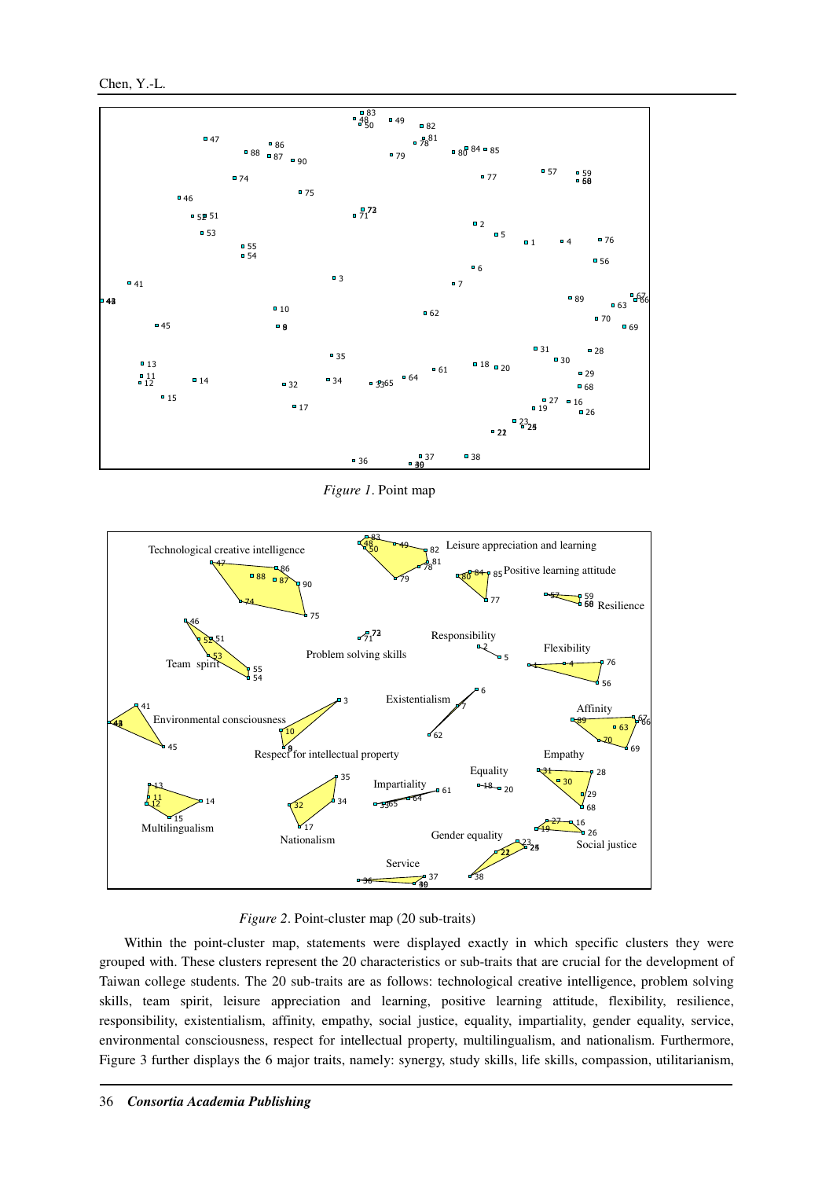*Figure 1*. Point map

*Figure 2*. Point-cluster map (20 sub-traits)

Within the point-cluster map, statements were displayed exactly in which specific clusters they were grouped with. These clusters represent the 20 characteristics or sub-traits that are crucial for the development of Taiwan college students. The 20 sub-traits are as follows: technological creative intelligence, problem solving skills, team spirit, leisure appreciation and learning, positive learning attitude, flexibility, resilience, responsibility, existentialism, affinity, empathy, social justice, equality, impartiality, gender equality, service, environmental consciousness, respect for intellectual property, multilingualism, and nationalism. Furthermore, Figure 3 further displays the 6 major traits, namely: synergy, study skills, life skills, compassion, utilitarianism,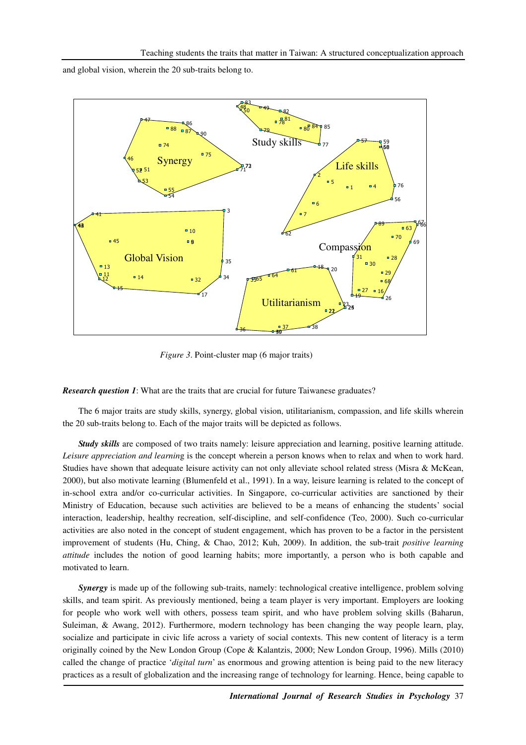and global vision, wherein the 20 sub-traits belong to.

*Figure 3*. Point-cluster map (6 major traits)

***Research question 1***: What are the traits that are crucial for future Taiwanese graduates?

The 6 major traits are study skills, synergy, global vision, utilitarianism, compassion, and life skills wherein the 20 sub-traits belong to. Each of the major traits will be depicted as follows.

***Study skills*** are composed of two traits namely: leisure appreciation and learning, positive learning attitude. *Leisure appreciation and learning* is the concept wherein a person knows when to relax and when to work hard. Studies have shown that adequate leisure activity can not only alleviate school related stress (Misra & McKean, 2000), but also motivate learning (Blumenfeld et al., 1991). In a way, leisure learning is related to the concept of in-school extra and/or co-curricular activities. In Singapore, co-curricular activities are sanctioned by their Ministry of Education, because such activities are believed to be a means of enhancing the students' social interaction, leadership, healthy recreation, self-discipline, and self-confidence (Teo, 2000). Such co-curricular activities are also noted in the concept of student engagement, which has proven to be a factor in the persistent improvement of students (Hu, Ching, & Chao, 2012; Kuh, 2009). In addition, the sub-trait *positive learning attitude* includes the notion of good learning habits; more importantly, a person who is both capable and motivated to learn.

***Synergy*** is made up of the following sub-traits, namely: technological creative intelligence, problem solving skills, and team spirit. As previously mentioned, being a team player is very important. Employers are looking for people who work well with others, possess team spirit, and who have problem solving skills (Baharun, Suleiman, & Awang, 2012). Furthermore, modern technology has been changing the way people learn, play, socialize and participate in civic life across a variety of social contexts. This new content of literacy is a term originally coined by the New London Group (Cope & Kalantzis, 2000; New London Group, 1996). Mills (2010) called the change of practice '*digital turn*' as enormous and growing attention is being paid to the new literacy practices as a result of globalization and the increasing range of technology for learning. Hence, being capable to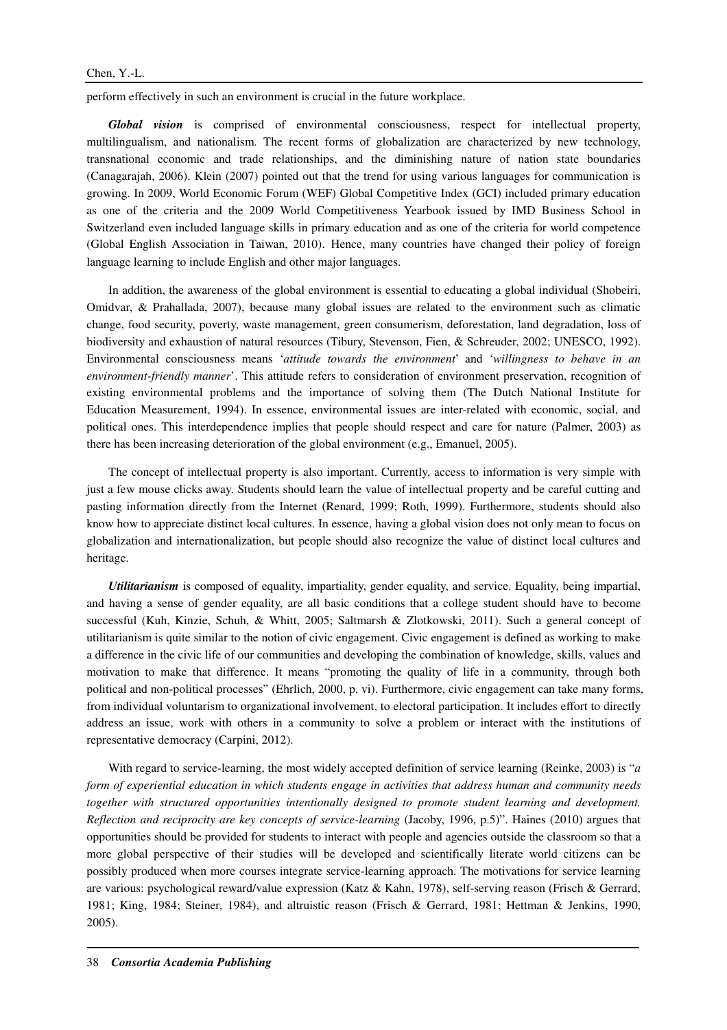perform effectively in such an environment is crucial in the future workplace.

***Global vision*** is comprised of environmental consciousness, respect for intellectual property, multilingualism, and nationalism. The recent forms of globalization are characterized by new technology, transnational economic and trade relationships, and the diminishing nature of nation state boundaries (Canagarajah, 2006). Klein (2007) pointed out that the trend for using various languages for communication is growing. In 2009, World Economic Forum (WEF) Global Competitive Index (GCI) included primary education as one of the criteria and the 2009 World Competitiveness Yearbook issued by IMD Business School in Switzerland even included language skills in primary education and as one of the criteria for world competence (Global English Association in Taiwan, 2010). Hence, many countries have changed their policy of foreign language learning to include English and other major languages.

In addition, the awareness of the global environment is essential to educating a global individual (Shobeiri, Omidvar, & Prahallada, 2007), because many global issues are related to the environment such as climatic change, food security, poverty, waste management, green consumerism, deforestation, land degradation, loss of biodiversity and exhaustion of natural resources (Tibury, Stevenson, Fien, & Schreuder, 2002; UNESCO, 1992). Environmental consciousness means '*attitude towards the environment*' and '*willingness to behave in an environment-friendly manner*'. This attitude refers to consideration of environment preservation, recognition of existing environmental problems and the importance of solving them (The Dutch National Institute for Education Measurement, 1994). In essence, environmental issues are inter-related with economic, social, and political ones. This interdependence implies that people should respect and care for nature (Palmer, 2003) as there has been increasing deterioration of the global environment (e.g., Emanuel, 2005).

The concept of intellectual property is also important. Currently, access to information is very simple with just a few mouse clicks away. Students should learn the value of intellectual property and be careful cutting and pasting information directly from the Internet (Renard, 1999; Roth, 1999). Furthermore, students should also know how to appreciate distinct local cultures. In essence, having a global vision does not only mean to focus on globalization and internationalization, but people should also recognize the value of distinct local cultures and heritage.

***Utilitarianism*** is composed of equality, impartiality, gender equality, and service. Equality, being impartial, and having a sense of gender equality, are all basic conditions that a college student should have to become successful (Kuh, Kinzie, Schuh, & Whitt, 2005; Saltmarsh & Zlotkowski, 2011). Such a general concept of utilitarianism is quite similar to the notion of civic engagement. Civic engagement is defined as working to make a difference in the civic life of our communities and developing the combination of knowledge, skills, values and motivation to make that difference. It means "promoting the quality of life in a community, through both political and non-political processes" (Ehrlich, 2000, p. vi). Furthermore, civic engagement can take many forms, from individual voluntarism to organizational involvement, to electoral participation. It includes effort to directly address an issue, work with others in a community to solve a problem or interact with the institutions of representative democracy (Carpini, 2012).

With regard to service-learning, the most widely accepted definition of service learning (Reinke, 2003) is "*a form of experiential education in which students engage in activities that address human and community needs together with structured opportunities intentionally designed to promote student learning and development. Reflection and reciprocity are key concepts of service-learning* (Jacoby, 1996, p.5)". Haines (2010) argues that opportunities should be provided for students to interact with people and agencies outside the classroom so that a more global perspective of their studies will be developed and scientifically literate world citizens can be possibly produced when more courses integrate service-learning approach. The motivations for service learning are various: psychological reward/value expression (Katz & Kahn, 1978), self-serving reason (Frisch & Gerrard, 1981; King, 1984; Steiner, 1984), and altruistic reason (Frisch & Gerrard, 1981; Hettman & Jenkins, 1990, 2005).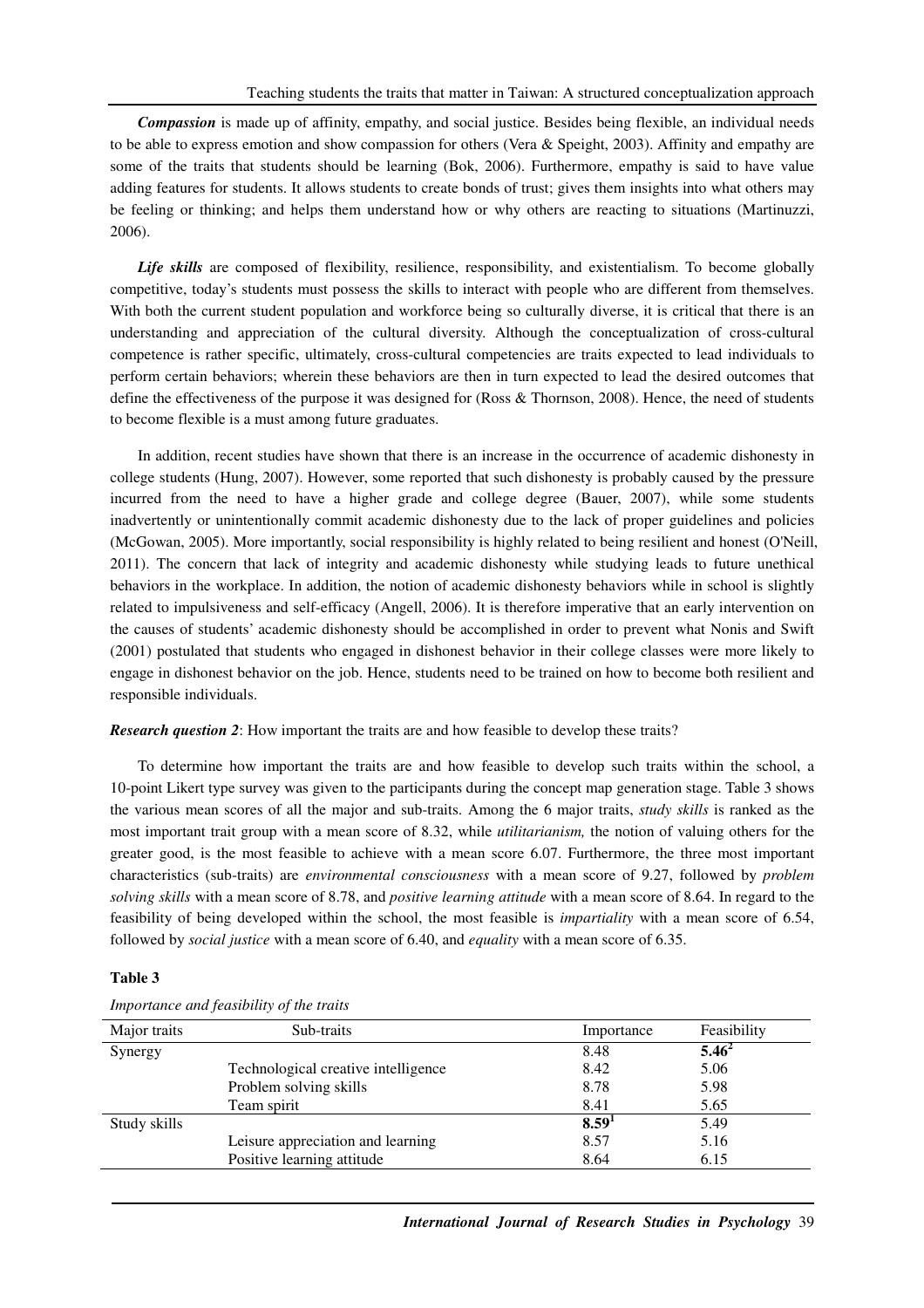***Compassion*** is made up of affinity, empathy, and social justice. Besides being flexible, an individual needs to be able to express emotion and show compassion for others (Vera & Speight, 2003). Affinity and empathy are some of the traits that students should be learning (Bok, 2006). Furthermore, empathy is said to have value adding features for students. It allows students to create bonds of trust; gives them insights into what others may be feeling or thinking; and helps them understand how or why others are reacting to situations (Martinuzzi, 2006).

***Life skills*** are composed of flexibility, resilience, responsibility, and existentialism. To become globally competitive, today's students must possess the skills to interact with people who are different from themselves. With both the current student population and workforce being so culturally diverse, it is critical that there is an understanding and appreciation of the cultural diversity. Although the conceptualization of cross-cultural competence is rather specific, ultimately, cross-cultural competencies are traits expected to lead individuals to perform certain behaviors; wherein these behaviors are then in turn expected to lead the desired outcomes that define the effectiveness of the purpose it was designed for (Ross & Thornson, 2008). Hence, the need of students to become flexible is a must among future graduates.

In addition, recent studies have shown that there is an increase in the occurrence of academic dishonesty in college students (Hung, 2007). However, some reported that such dishonesty is probably caused by the pressure incurred from the need to have a higher grade and college degree (Bauer, 2007), while some students inadvertently or unintentionally commit academic dishonesty due to the lack of proper guidelines and policies (McGowan, 2005). More importantly, social responsibility is highly related to being resilient and honest (O'Neill, 2011). The concern that lack of integrity and academic dishonesty while studying leads to future unethical behaviors in the workplace. In addition, the notion of academic dishonesty behaviors while in school is slightly related to impulsiveness and self-efficacy (Angell, 2006). It is therefore imperative that an early intervention on the causes of students' academic dishonesty should be accomplished in order to prevent what Nonis and Swift (2001) postulated that students who engaged in dishonest behavior in their college classes were more likely to engage in dishonest behavior on the job. Hence, students need to be trained on how to become both resilient and responsible individuals.

***Research question 2***: How important the traits are and how feasible to develop these traits?

To determine how important the traits are and how feasible to develop such traits within the school, a 10-point Likert type survey was given to the participants during the concept map generation stage. Table 3 shows the various mean scores of all the major and sub-traits. Among the 6 major traits, *study skills* is ranked as the most important trait group with a mean score of 8.32, while *utilitarianism,* the notion of valuing others for the greater good, is the most feasible to achieve with a mean score 6.07. Furthermore, the three most important characteristics (sub-traits) are *environmental consciousness* with a mean score of 9.27, followed by *problem solving skills* with a mean score of 8.78, and *positive learning attitude* with a mean score of 8.64. In regard to the feasibility of being developed within the school, the most feasible is *impartiality* with a mean score of 6.54, followed by *social justice* with a mean score of 6.40, and *equality* with a mean score of 6.35.

**Table 3**

*Importance and feasibility of the traits*

| Major traits | Sub-traits | Importance | Feasibility |
|---|---|---|---|
| Synergy | | 8.48 | **5.46[2]** |
| | Technological creative intelligence | 8.42 | 5.06 |
| | Problem solving skills | 8.78 | 5.98 |
| | Team spirit | 8.41 | 5.65 |
| Study skills | | **8.59[1]** | 5.49 |
| | Leisure appreciation and learning | 8.57 | 5.16 |
| | Positive learning attitude | 8.64 | 6.15 |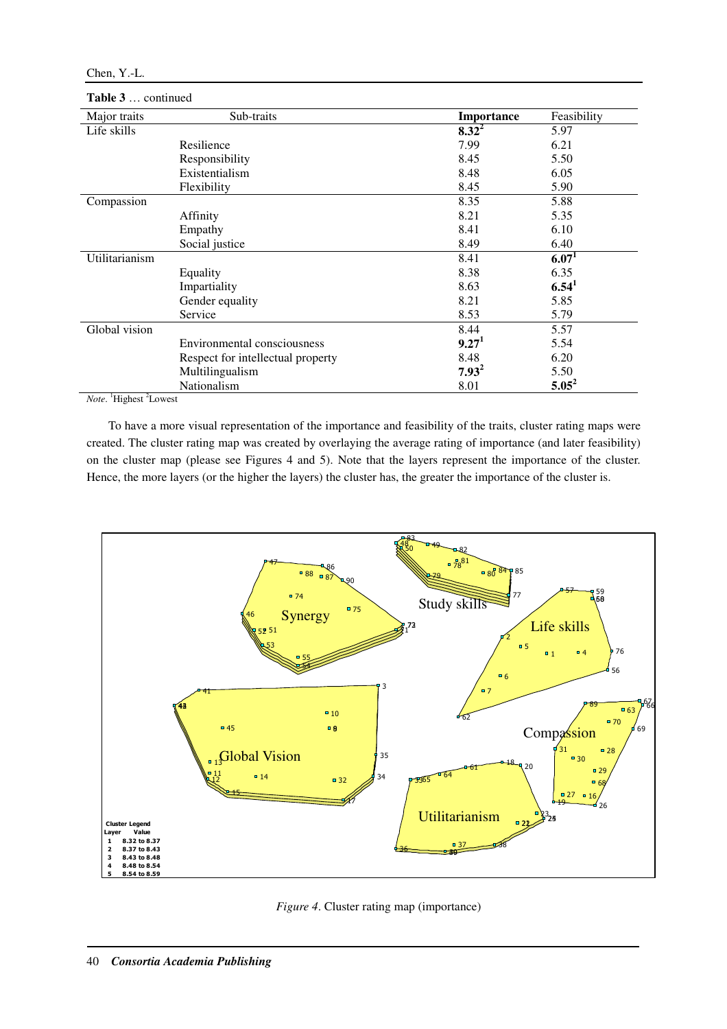**Table 3** … continued

| Major traits | Sub-traits | **Importance** | Feasibility |
|---|---|---|---|
| Life skills | | **8.32**[2] | 5.97 |
| | Resilience | 7.99 | 6.21 |
| | Responsibility | 8.45 | 5.50 |
| | Existentialism | 8.48 | 6.05 |
| | Flexibility | 8.45 | 5.90 |
| Compassion | | 8.35 | 5.88 |
| | Affinity | 8.21 | 5.35 |
| | Empathy | 8.41 | 6.10 |
| | Social justice | 8.49 | 6.40 |
| Utilitarianism | | 8.41 | **6.07**[1] |
| | Equality | 8.38 | 6.35 |
| | Impartiality | 8.63 | **6.54**[1] |
| | Gender equality | 8.21 | 5.85 |
| | Service | 8.53 | 5.79 |
| Global vision | | 8.44 | 5.57 |
| | Environmental consciousness | **9.27**[1] | 5.54 |
| | Respect for intellectual property | 8.48 | 6.20 |
| | Multilingualism | **7.93**[2] | 5.50 |
| | Nationalism | 8.01 | **5.05**[2] |

*Note*. [1]Highest [2]Lowest

To have a more visual representation of the importance and feasibility of the traits, cluster rating maps were created. The cluster rating map was created by overlaying the average rating of importance (and later feasibility) on the cluster map (please see Figures 4 and 5). Note that the layers represent the importance of the cluster. Hence, the more layers (or the higher the layers) the cluster has, the greater the importance of the cluster is.

*Figure 4*. Cluster rating map (importance)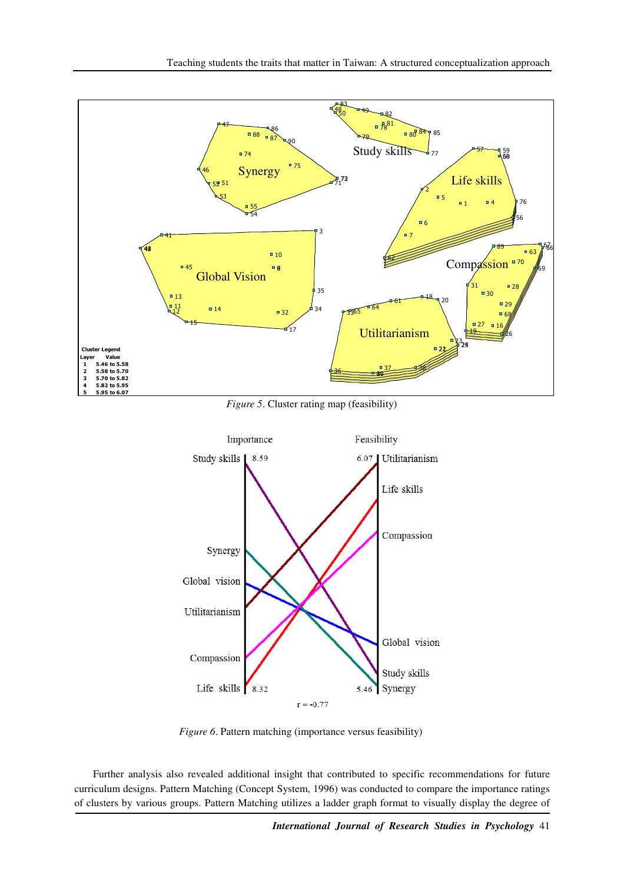*Figure 5*. Cluster rating map (feasibility)

*Figure 6*. Pattern matching (importance versus feasibility)

Further analysis also revealed additional insight that contributed to specific recommendations for future curriculum designs. Pattern Matching (Concept System, 1996) was conducted to compare the importance ratings of clusters by various groups. Pattern Matching utilizes a ladder graph format to visually display the degree of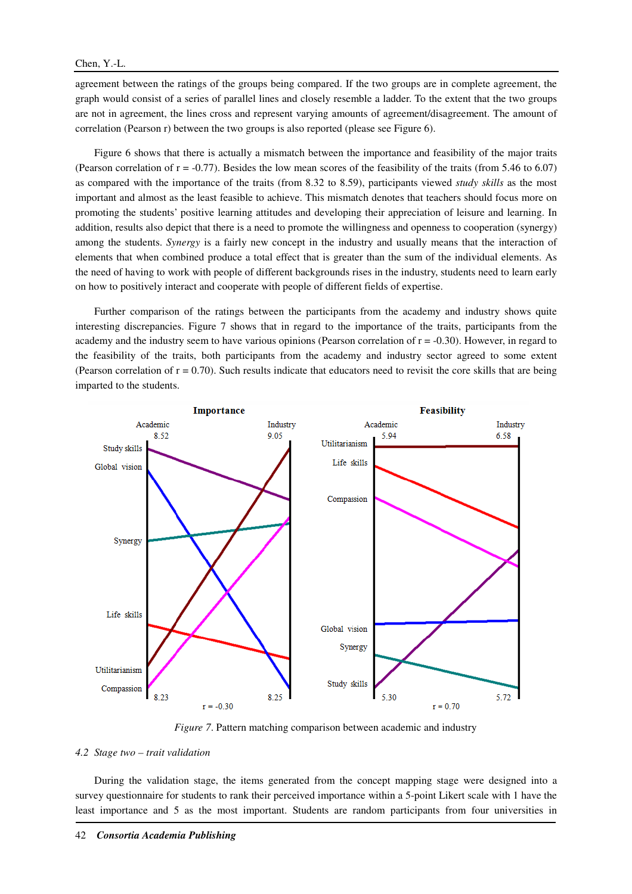agreement between the ratings of the groups being compared. If the two groups are in complete agreement, the graph would consist of a series of parallel lines and closely resemble a ladder. To the extent that the two groups are not in agreement, the lines cross and represent varying amounts of agreement/disagreement. The amount of correlation (Pearson r) between the two groups is also reported (please see Figure 6).

Figure 6 shows that there is actually a mismatch between the importance and feasibility of the major traits (Pearson correlation of r = -0.77). Besides the low mean scores of the feasibility of the traits (from 5.46 to 6.07) as compared with the importance of the traits (from 8.32 to 8.59), participants viewed *study skills* as the most important and almost as the least feasible to achieve. This mismatch denotes that teachers should focus more on promoting the students' positive learning attitudes and developing their appreciation of leisure and learning. In addition, results also depict that there is a need to promote the willingness and openness to cooperation (synergy) among the students. *Synergy* is a fairly new concept in the industry and usually means that the interaction of elements that when combined produce a total effect that is greater than the sum of the individual elements. As the need of having to work with people of different backgrounds rises in the industry, students need to learn early on how to positively interact and cooperate with people of different fields of expertise.

Further comparison of the ratings between the participants from the academy and industry shows quite interesting discrepancies. Figure 7 shows that in regard to the importance of the traits, participants from the academy and the industry seem to have various opinions (Pearson correlation of r = -0.30). However, in regard to the feasibility of the traits, both participants from the academy and industry sector agreed to some extent (Pearson correlation of r = 0.70). Such results indicate that educators need to revisit the core skills that are being imparted to the students.

*Figure 7*. Pattern matching comparison between academic and industry

## 4.2 *Stage two – trait validation*

During the validation stage, the items generated from the concept mapping stage were designed into a survey questionnaire for students to rank their perceived importance within a 5-point Likert scale with 1 have the least importance and 5 as the most important. Students are random participants from four universities in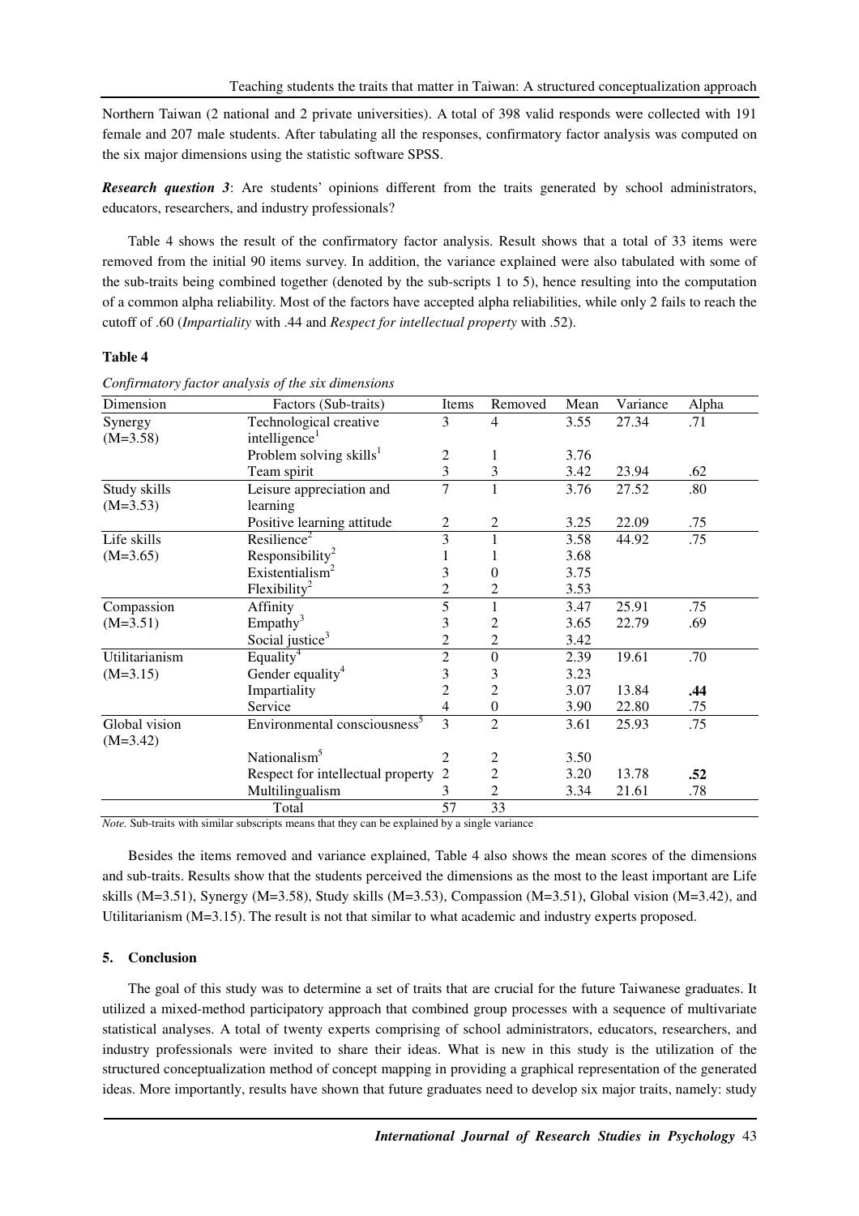Northern Taiwan (2 national and 2 private universities). A total of 398 valid responds were collected with 191 female and 207 male students. After tabulating all the responses, confirmatory factor analysis was computed on the six major dimensions using the statistic software SPSS.

***Research question 3***: Are students' opinions different from the traits generated by school administrators, educators, researchers, and industry professionals?

Table 4 shows the result of the confirmatory factor analysis. Result shows that a total of 33 items were removed from the initial 90 items survey. In addition, the variance explained were also tabulated with some of the sub-traits being combined together (denoted by the sub-scripts 1 to 5), hence resulting into the computation of a common alpha reliability. Most of the factors have accepted alpha reliabilities, while only 2 fails to reach the cutoff of .60 (*Impartiality* with .44 and *Respect for intellectual property* with .52).

**Table 4**

*Confirmatory factor analysis of the six dimensions*

| Dimension | Factors (Sub-traits) | Items | Removed | Mean | Variance | Alpha |
|---|---|---|---|---|---|---|
| Synergy (M=3.58) | Technological creative intelligence[1] | 3 | 4 | 3.55 | 27.34 | .71 |
| | Problem solving skills[1] | 2 | 1 | 3.76 | | |
| | Team spirit | 3 | 3 | 3.42 | 23.94 | .62 |
| Study skills (M=3.53) | Leisure appreciation and learning | 7 | 1 | 3.76 | 27.52 | .80 |
| | Positive learning attitude | 2 | 2 | 3.25 | 22.09 | .75 |
| Life skills (M=3.65) | Resilience[2] | 3 | 1 | 3.58 | 44.92 | .75 |
| | Responsibility[2] | 1 | 1 | 3.68 | | |
| | Existentialism[2] | 3 | 0 | 3.75 | | |
| | Flexibility[2] | 2 | 2 | 3.53 | | |
| Compassion (M=3.51) | Affinity | 5 | 1 | 3.47 | 25.91 | .75 |
| | Empathy[3] | 3 | 2 | 3.65 | 22.79 | .69 |
| | Social justice[3] | 2 | 2 | 3.42 | | |
| Utilitarianism (M=3.15) | Equality[4] | 2 | 0 | 2.39 | 19.61 | .70 |
| | Gender equality[4] | 3 | 3 | 3.23 | | |
| | Impartiality | 2 | 2 | 3.07 | 13.84 | **.44** |
| | Service | 4 | 0 | 3.90 | 22.80 | .75 |
| Global vision (M=3.42) | Environmental consciousness[5] | 3 | 2 | 3.61 | 25.93 | .75 |
| | Nationalism[5] | 2 | 2 | 3.50 | | |
| | Respect for intellectual property | 2 | 2 | 3.20 | 13.78 | **.52** |
| | Multilingualism | 3 | 2 | 3.34 | 21.61 | .78 |
| | Total | 57 | 33 | | | |

*Note.* Sub-traits with similar subscripts means that they can be explained by a single variance

Besides the items removed and variance explained, Table 4 also shows the mean scores of the dimensions and sub-traits. Results show that the students perceived the dimensions as the most to the least important are Life skills (M=3.51), Synergy (M=3.58), Study skills (M=3.53), Compassion (M=3.51), Global vision (M=3.42), and Utilitarianism (M=3.15). The result is not that similar to what academic and industry experts proposed.

## 5. Conclusion

The goal of this study was to determine a set of traits that are crucial for the future Taiwanese graduates. It utilized a mixed-method participatory approach that combined group processes with a sequence of multivariate statistical analyses. A total of twenty experts comprising of school administrators, educators, researchers, and industry professionals were invited to share their ideas. What is new in this study is the utilization of the structured conceptualization method of concept mapping in providing a graphical representation of the generated ideas. More importantly, results have shown that future graduates need to develop six major traits, namely: study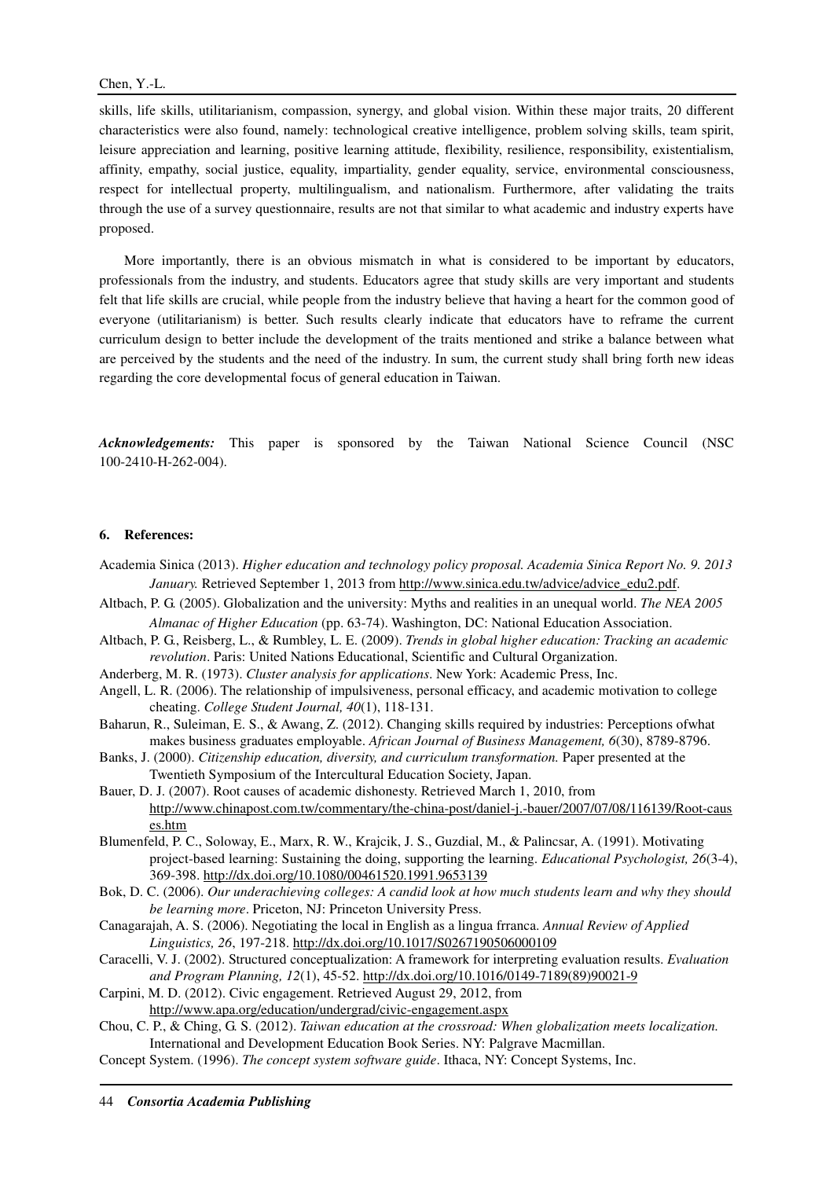skills, life skills, utilitarianism, compassion, synergy, and global vision. Within these major traits, 20 different characteristics were also found, namely: technological creative intelligence, problem solving skills, team spirit, leisure appreciation and learning, positive learning attitude, flexibility, resilience, responsibility, existentialism, affinity, empathy, social justice, equality, impartiality, gender equality, service, environmental consciousness, respect for intellectual property, multilingualism, and nationalism. Furthermore, after validating the traits through the use of a survey questionnaire, results are not that similar to what academic and industry experts have proposed.

More importantly, there is an obvious mismatch in what is considered to be important by educators, professionals from the industry, and students. Educators agree that study skills are very important and students felt that life skills are crucial, while people from the industry believe that having a heart for the common good of everyone (utilitarianism) is better. Such results clearly indicate that educators have to reframe the current curriculum design to better include the development of the traits mentioned and strike a balance between what are perceived by the students and the need of the industry. In sum, the current study shall bring forth new ideas regarding the core developmental focus of general education in Taiwan.

***Acknowledgements:*** This paper is sponsored by the Taiwan National Science Council (NSC 100-2410-H-262-004).

## 6. References:

Academia Sinica (2013). *Higher education and technology policy proposal. Academia Sinica Report No. 9. 2013 January.* Retrieved September 1, 2013 from http://www.sinica.edu.tw/advice/advice_edu2.pdf.

Altbach, P. G. (2005). Globalization and the university: Myths and realities in an unequal world. *The NEA 2005 Almanac of Higher Education* (pp. 63-74). Washington, DC: National Education Association.

Altbach, P. G., Reisberg, L., & Rumbley, L. E. (2009). *Trends in global higher education: Tracking an academic revolution*. Paris: United Nations Educational, Scientific and Cultural Organization.

Anderberg, M. R. (1973). *Cluster analysis for applications*. New York: Academic Press, Inc.

Angell, L. R. (2006). The relationship of impulsiveness, personal efficacy, and academic motivation to college cheating. *College Student Journal, 40*(1), 118-131.

Baharun, R., Suleiman, E. S., & Awang, Z. (2012). Changing skills required by industries: Perceptions ofwhat makes business graduates employable. *African Journal of Business Management, 6*(30), 8789-8796.

Banks, J. (2000). *Citizenship education, diversity, and curriculum transformation.* Paper presented at the Twentieth Symposium of the Intercultural Education Society, Japan.

Bauer, D. J. (2007). Root causes of academic dishonesty. Retrieved March 1, 2010, from http://www.chinapost.com.tw/commentary/the-china-post/daniel-j.-bauer/2007/07/08/116139/Root-causes.htm

Blumenfeld, P. C., Soloway, E., Marx, R. W., Krajcik, J. S., Guzdial, M., & Palincsar, A. (1991). Motivating project-based learning: Sustaining the doing, supporting the learning. *Educational Psychologist, 26*(3-4), 369-398. http://dx.doi.org/10.1080/00461520.1991.9653139

Bok, D. C. (2006). *Our underachieving colleges: A candid look at how much students learn and why they should be learning more*. Priceton, NJ: Princeton University Press.

Canagarajah, A. S. (2006). Negotiating the local in English as a lingua frranca. *Annual Review of Applied Linguistics, 26*, 197-218. http://dx.doi.org/10.1017/S0267190506000109

Caracelli, V. J. (2002). Structured conceptualization: A framework for interpreting evaluation results. *Evaluation and Program Planning, 12*(1), 45-52. http://dx.doi.org/10.1016/0149-7189(89)90021-9

Carpini, M. D. (2012). Civic engagement. Retrieved August 29, 2012, from http://www.apa.org/education/undergrad/civic-engagement.aspx

Chou, C. P., & Ching, G. S. (2012). *Taiwan education at the crossroad: When globalization meets localization.* International and Development Education Book Series. NY: Palgrave Macmillan.

Concept System. (1996). *The concept system software guide*. Ithaca, NY: Concept Systems, Inc.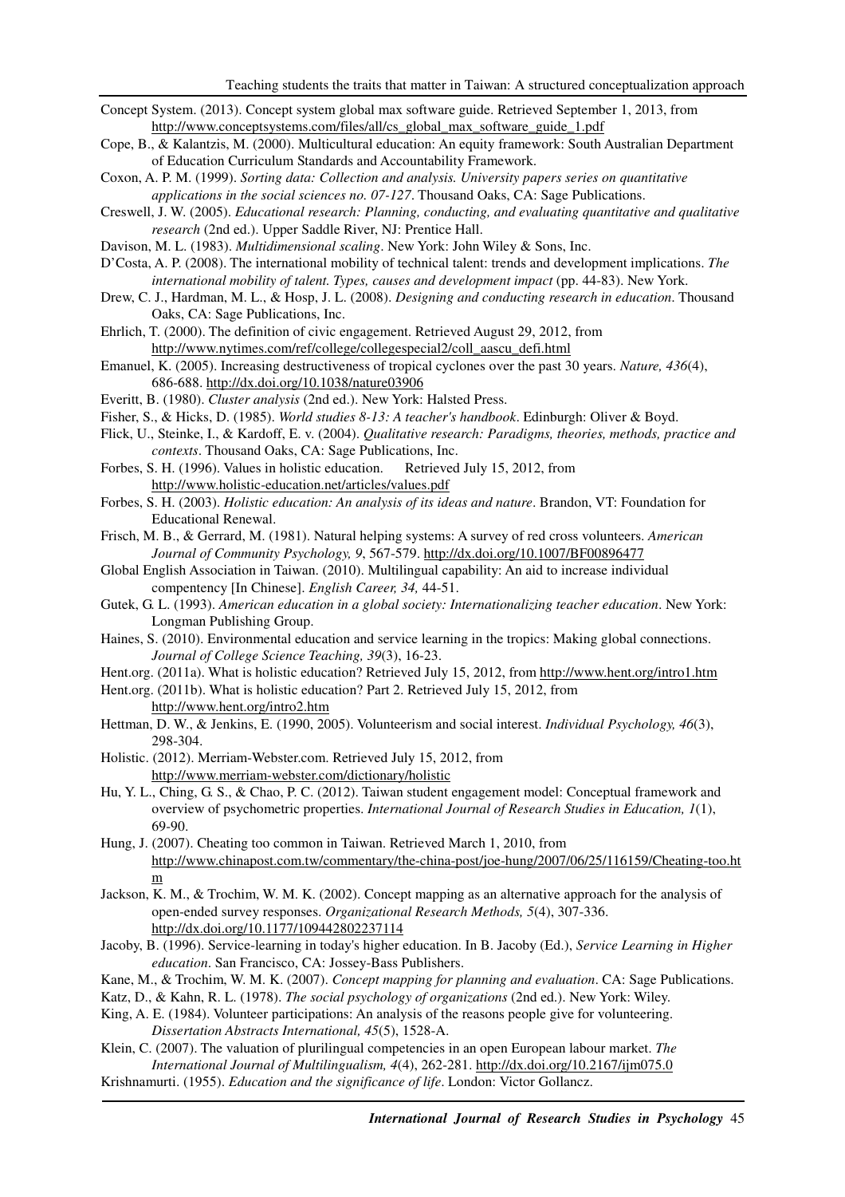Concept System. (2013). Concept system global max software guide. Retrieved September 1, 2013, from http://www.conceptsystems.com/files/all/cs_global_max_software_guide_1.pdf

Cope, B., & Kalantzis, M. (2000). Multicultural education: An equity framework: South Australian Department of Education Curriculum Standards and Accountability Framework.

Coxon, A. P. M. (1999). *Sorting data: Collection and analysis. University papers series on quantitative applications in the social sciences no. 07-127*. Thousand Oaks, CA: Sage Publications.

Creswell, J. W. (2005). *Educational research: Planning, conducting, and evaluating quantitative and qualitative research* (2nd ed.). Upper Saddle River, NJ: Prentice Hall.

Davison, M. L. (1983). *Multidimensional scaling*. New York: John Wiley & Sons, Inc.

D'Costa, A. P. (2008). The international mobility of technical talent: trends and development implications. *The international mobility of talent. Types, causes and development impact* (pp. 44-83). New York.

Drew, C. J., Hardman, M. L., & Hosp, J. L. (2008). *Designing and conducting research in education*. Thousand Oaks, CA: Sage Publications, Inc.

Ehrlich, T. (2000). The definition of civic engagement. Retrieved August 29, 2012, from http://www.nytimes.com/ref/college/collegespecial2/coll_aascu_defi.html

Emanuel, K. (2005). Increasing destructiveness of tropical cyclones over the past 30 years. *Nature, 436*(4), 686-688. http://dx.doi.org/10.1038/nature03906

Everitt, B. (1980). *Cluster analysis* (2nd ed.). New York: Halsted Press.

Fisher, S., & Hicks, D. (1985). *World studies 8-13: A teacher's handbook*. Edinburgh: Oliver & Boyd.

Flick, U., Steinke, I., & Kardoff, E. v. (2004). *Qualitative research: Paradigms, theories, methods, practice and contexts*. Thousand Oaks, CA: Sage Publications, Inc.

Forbes, S. H. (1996). Values in holistic education. Retrieved July 15, 2012, from http://www.holistic-education.net/articles/values.pdf

Forbes, S. H. (2003). *Holistic education: An analysis of its ideas and nature*. Brandon, VT: Foundation for Educational Renewal.

Frisch, M. B., & Gerrard, M. (1981). Natural helping systems: A survey of red cross volunteers. *American Journal of Community Psychology, 9*, 567-579. http://dx.doi.org/10.1007/BF00896477

Global English Association in Taiwan. (2010). Multilingual capability: An aid to increase individual compentency [In Chinese]. *English Career, 34,* 44-51.

Gutek, G. L. (1993). *American education in a global society: Internationalizing teacher education*. New York: Longman Publishing Group.

Haines, S. (2010). Environmental education and service learning in the tropics: Making global connections. *Journal of College Science Teaching, 39*(3), 16-23.

Hent.org. (2011a). What is holistic education? Retrieved July 15, 2012, from http://www.hent.org/intro1.htm

Hent.org. (2011b). What is holistic education? Part 2. Retrieved July 15, 2012, from http://www.hent.org/intro2.htm

Hettman, D. W., & Jenkins, E. (1990, 2005). Volunteerism and social interest. *Individual Psychology, 46*(3), 298-304.

Holistic. (2012). Merriam-Webster.com. Retrieved July 15, 2012, from http://www.merriam-webster.com/dictionary/holistic

Hu, Y. L., Ching, G. S., & Chao, P. C. (2012). Taiwan student engagement model: Conceptual framework and overview of psychometric properties. *International Journal of Research Studies in Education, 1*(1), 69-90.

Hung, J. (2007). Cheating too common in Taiwan. Retrieved March 1, 2010, from http://www.chinapost.com.tw/commentary/the-china-post/joe-hung/2007/06/25/116159/Cheating-too.htm

Jackson, K. M., & Trochim, W. M. K. (2002). Concept mapping as an alternative approach for the analysis of open-ended survey responses. *Organizational Research Methods, 5*(4), 307-336. http://dx.doi.org/10.1177/109442802237114

Jacoby, B. (1996). Service-learning in today's higher education. In B. Jacoby (Ed.), *Service Learning in Higher education*. San Francisco, CA: Jossey-Bass Publishers.

Kane, M., & Trochim, W. M. K. (2007). *Concept mapping for planning and evaluation*. CA: Sage Publications.

Katz, D., & Kahn, R. L. (1978). *The social psychology of organizations* (2nd ed.). New York: Wiley.

King, A. E. (1984). Volunteer participations: An analysis of the reasons people give for volunteering. *Dissertation Abstracts International, 45*(5), 1528-A.

Klein, C. (2007). The valuation of plurilingual competencies in an open European labour market. *The International Journal of Multilingualism, 4*(4), 262-281. http://dx.doi.org/10.2167/ijm075.0

Krishnamurti. (1955). *Education and the significance of life*. London: Victor Gollancz.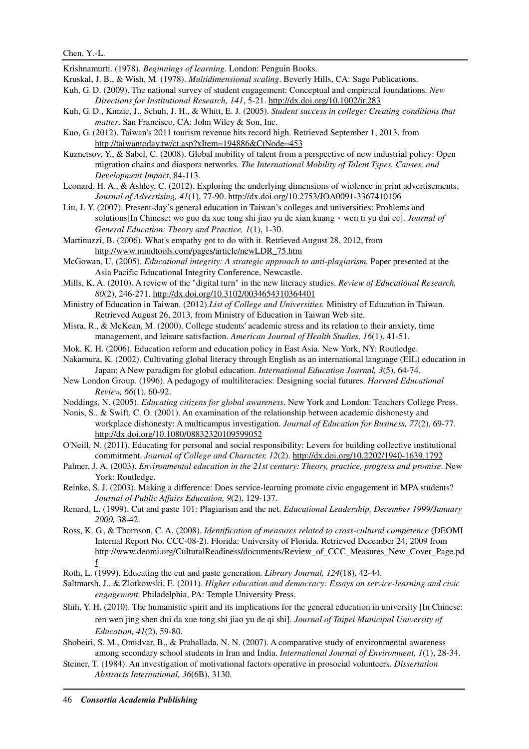Krishnamurti. (1978). *Beginnings of learning*. London: Penguin Books.

Kruskal, J. B., & Wish, M. (1978). *Multidimensional scaling*. Beverly Hills, CA: Sage Publications.

Kuh, G. D. (2009). The national survey of student engagement: Conceptual and empirical foundations. *New Directions for Institutional Research, 141*, 5-21. http://dx.doi.org/10.1002/ir.283

Kuh, G. D., Kinzie, J., Schuh, J. H., & Whitt, E. J. (2005). *Student success in college: Creating conditions that matter*. San Francisco, CA: John Wiley & Son, Inc.

Kuo, G. (2012). Taiwan's 2011 tourism revenue hits record high. Retrieved September 1, 2013, from http://taiwantoday.tw/ct.asp?xItem=194886&CtNode=453

Kuznetsov, Y., & Sabel, C. (2008). Global mobility of talent from a perspective of new industrial policy: Open migration chains and diaspora networks. *The International Mobility of Talent Types, Causes, and Development Impact*, 84-113.

Leonard, H. A., & Ashley, C. (2012). Exploring the underlying dimensions of wiolence in print advertisements. *Journal of Advertising, 41*(1), 77-90. http://dx.doi.org/10.2753/JOA0091-3367410106

Liu, J. Y. (2007). Present-day's general education in Taiwan's colleges and universities: Problems and solutions[In Chinese: wo guo da xue tong shi jiao yu de xian kuang、wen ti yu dui ce]. *Journal of General Education: Theory and Practice, 1*(1), 1-30.

Martinuzzi, B. (2006). What's empathy got to do with it. Retrieved August 28, 2012, from http://www.mindtools.com/pages/article/newLDR_75.htm

McGowan, U. (2005). *Educational integrity: A strategic approach to anti-plagiarism.* Paper presented at the Asia Pacific Educational Integrity Conference, Newcastle.

Mills, K. A. (2010). A review of the "digital turn" in the new literacy studies. *Review of Educational Research, 80*(2), 246-271. http://dx.doi.org/10.3102/0034654310364401

Ministry of Education in Taiwan. (2012).*List of College and Universities.* Ministry of Education in Taiwan. Retrieved August 26, 2013, from Ministry of Education in Taiwan Web site.

Misra, R., & McKean, M. (2000). College students' academic stress and its relation to their anxiety, time management, and leisure satisfaction. *American Journal of Health Studies, 16*(1), 41-51.

Mok, K. H. (2006). Education reform and education policy in East Asia. New York, NY: Routledge.

Nakamura, K. (2002). Cultivating global literacy through English as an international language (EIL) education in Japan: A New paradigm for global education. *International Education Journal, 3*(5), 64-74.

New London Group. (1996). A pedagogy of multiliteracies: Designing social futures. *Harvard Educational Review, 66*(1), 60-92.

Noddings, N. (2005). *Educating citizens for global awareness*. New York and London: Teachers College Press.

Nonis, S., & Swift, C. O. (2001). An examination of the relationship between academic dishonesty and workplace dishonesty: A multicampus investigation. *Journal of Education for Business, 77*(2), 69-77. http://dx.doi.org/10.1080/08832320109599052

O'Neill, N. (2011). Educating for personal and social responsibility: Levers for building collective institutional commitment. *Journal of College and Character, 12*(2). http://dx.doi.org/10.2202/1940-1639.1792

Palmer, J. A. (2003). *Environmental education in the 21st century: Theory, practice, progress and promise*. New York: Routledge.

Reinke, S. J. (2003). Making a difference: Does service-learning promote civic engagement in MPA students? *Journal of Public Affairs Education, 9*(2), 129-137.

Renard, L. (1999). Cut and paste 101: Plagiarism and the net. *Educational Leadership, December 1999/January 2000,* 38-42.

Ross, K. G., & Thornson, C. A. (2008). *Identification of measures related to cross-cultural competence* (DEOMI Internal Report No. CCC-08-2). Florida: University of Florida. Retrieved December 24, 2009 from http://www.deomi.org/CulturalReadiness/documents/Review_of_CCC_Measures_New_Cover_Page.pdf

Roth, L. (1999). Educating the cut and paste generation. *Library Journal, 124*(18), 42-44.

Saltmarsh, J., & Zlotkowski, E. (2011). *Higher education and democracy: Essays on service-learning and civic engagement*. Philadelphia, PA: Temple University Press.

Shih, Y. H. (2010). The humanistic spirit and its implications for the general education in university [In Chinese: ren wen jing shen dui da xue tong shi jiao yu de qi shi]. *Journal of Taipei Municipal University of Education, 41*(2), 59-80.

Shobeiri, S. M., Omidvar, B., & Prahallada, N. N. (2007). A comparative study of environmental awareness among secondary school students in Iran and India. *International Journal of Environment, 1*(1), 28-34.

Steiner, T. (1984). An investigation of motivational factors operative in prosocial volunteers. *Dissertation Abstracts International, 36*(6B), 3130.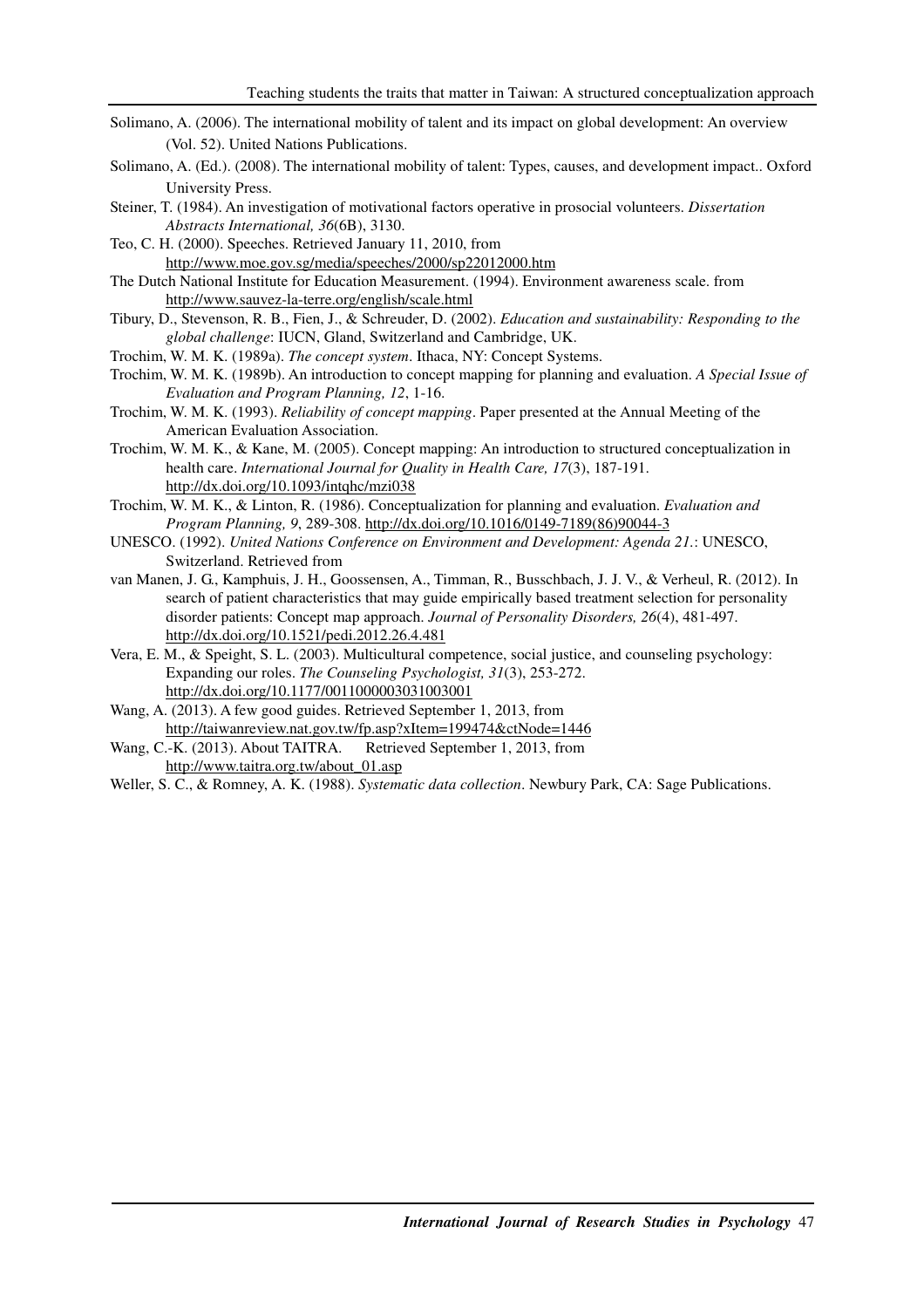Solimano, A. (2006). The international mobility of talent and its impact on global development: An overview (Vol. 52). United Nations Publications.

Solimano, A. (Ed.). (2008). The international mobility of talent: Types, causes, and development impact.. Oxford University Press.

Steiner, T. (1984). An investigation of motivational factors operative in prosocial volunteers. *Dissertation Abstracts International, 36*(6B), 3130.

Teo, C. H. (2000). Speeches. Retrieved January 11, 2010, from http://www.moe.gov.sg/media/speeches/2000/sp22012000.htm

The Dutch National Institute for Education Measurement. (1994). Environment awareness scale. from http://www.sauvez-la-terre.org/english/scale.html

Tibury, D., Stevenson, R. B., Fien, J., & Schreuder, D. (2002). *Education and sustainability: Responding to the global challenge*: IUCN, Gland, Switzerland and Cambridge, UK.

Trochim, W. M. K. (1989a). *The concept system*. Ithaca, NY: Concept Systems.

Trochim, W. M. K. (1989b). An introduction to concept mapping for planning and evaluation. *A Special Issue of Evaluation and Program Planning, 12*, 1-16.

Trochim, W. M. K. (1993). *Reliability of concept mapping*. Paper presented at the Annual Meeting of the American Evaluation Association.

Trochim, W. M. K., & Kane, M. (2005). Concept mapping: An introduction to structured conceptualization in health care. *International Journal for Quality in Health Care, 17*(3), 187-191. http://dx.doi.org/10.1093/intqhc/mzi038

Trochim, W. M. K., & Linton, R. (1986). Conceptualization for planning and evaluation. *Evaluation and Program Planning, 9*, 289-308. http://dx.doi.org/10.1016/0149-7189(86)90044-3

UNESCO. (1992). *United Nations Conference on Environment and Development: Agenda 21.*: UNESCO, Switzerland. Retrieved from

van Manen, J. G., Kamphuis, J. H., Goossensen, A., Timman, R., Busschbach, J. J. V., & Verheul, R. (2012). In search of patient characteristics that may guide empirically based treatment selection for personality disorder patients: Concept map approach. *Journal of Personality Disorders, 26*(4), 481-497. http://dx.doi.org/10.1521/pedi.2012.26.4.481

Vera, E. M., & Speight, S. L. (2003). Multicultural competence, social justice, and counseling psychology: Expanding our roles. *The Counseling Psychologist, 31*(3), 253-272. http://dx.doi.org/10.1177/0011000003031003001

Wang, A. (2013). A few good guides. Retrieved September 1, 2013, from http://taiwanreview.nat.gov.tw/fp.asp?xItem=199474&ctNode=1446

Wang, C.-K. (2013). About TAITRA. Retrieved September 1, 2013, from http://www.taitra.org.tw/about_01.asp

Weller, S. C., & Romney, A. K. (1988). *Systematic data collection*. Newbury Park, CA: Sage Publications.